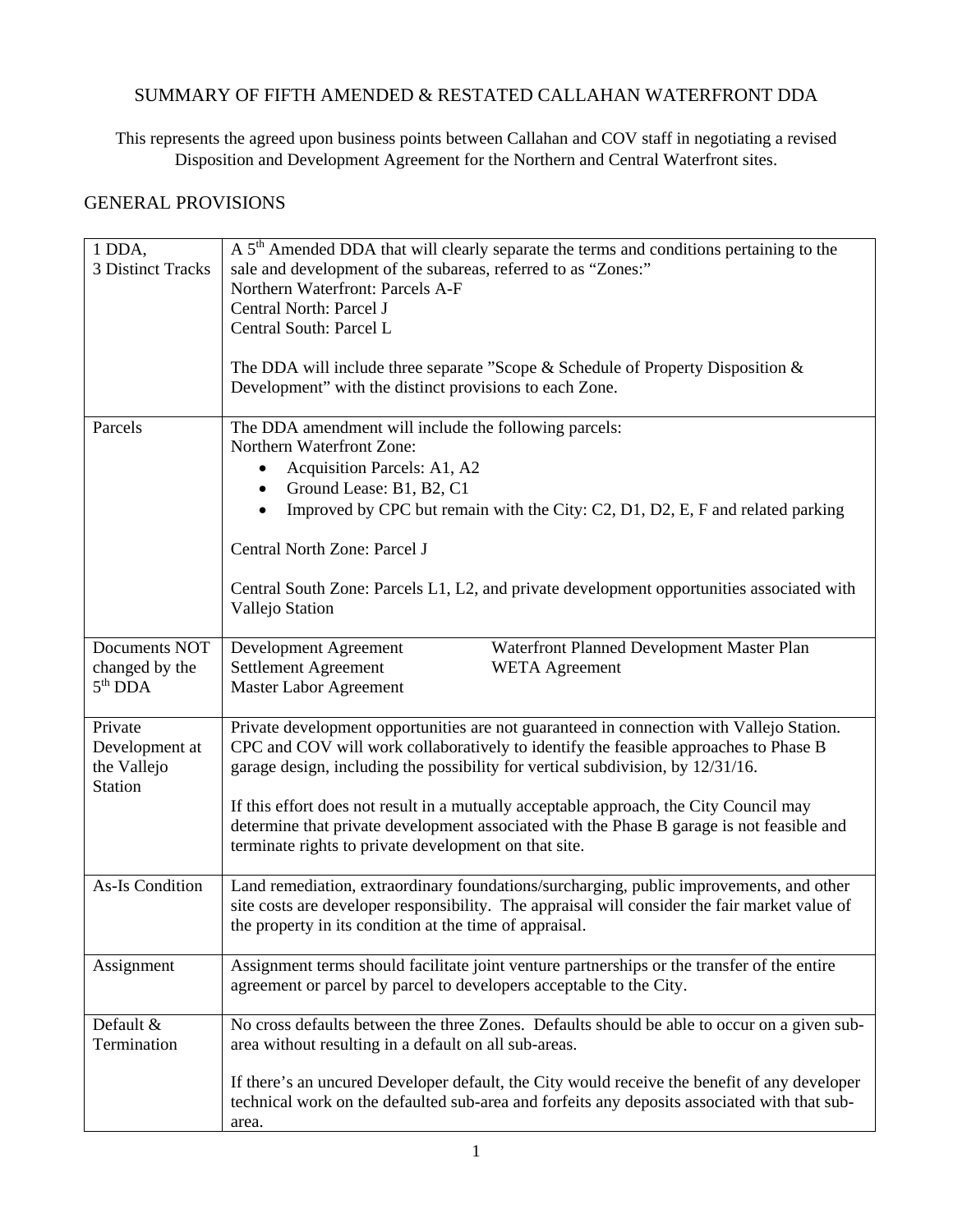# SUMMARY OF FIFTH AMENDED & RESTATED CALLAHAN WATERFRONT DDA

This represents the agreed upon business points between Callahan and COV staff in negotiating a revised Disposition and Development Agreement for the Northern and Central Waterfront sites.

## GENERAL PROVISIONS

| | |
|---|---|
| 1 DDA, 3 Distinct Tracks | A 5th Amended DDA that will clearly separate the terms and conditions pertaining to the sale and development of the subareas, referred to as "Zones:"<br>Northern Waterfront: Parcels A-F<br>Central North: Parcel J<br>Central South: Parcel L<br><br>The DDA will include three separate "Scope & Schedule of Property Disposition & Development" with the distinct provisions to each Zone. |
| Parcels | The DDA amendment will include the following parcels:<br>Northern Waterfront Zone:<br>• Acquisition Parcels: A1, A2<br>• Ground Lease: B1, B2, C1<br>• Improved by CPC but remain with the City: C2, D1, D2, E, F and related parking<br><br>Central North Zone: Parcel J<br><br>Central South Zone: Parcels L1, L2, and private development opportunities associated with Vallejo Station |
| Documents NOT changed by the 5th DDA | Development Agreement<br>Settlement Agreement<br>Master Labor Agreement<br>Waterfront Planned Development Master Plan<br>WETA Agreement |
| Private Development at the Vallejo Station | Private development opportunities are not guaranteed in connection with Vallejo Station. CPC and COV will work collaboratively to identify the feasible approaches to Phase B garage design, including the possibility for vertical subdivision, by 12/31/16.<br><br>If this effort does not result in a mutually acceptable approach, the City Council may determine that private development associated with the Phase B garage is not feasible and terminate rights to private development on that site. |
| As-Is Condition | Land remediation, extraordinary foundations/surcharging, public improvements, and other site costs are developer responsibility. The appraisal will consider the fair market value of the property in its condition at the time of appraisal. |
| Assignment | Assignment terms should facilitate joint venture partnerships or the transfer of the entire agreement or parcel by parcel to developers acceptable to the City. |
| Default & Termination | No cross defaults between the three Zones. Defaults should be able to occur on a given sub-area without resulting in a default on all sub-areas.<br><br>If there's an uncured Developer default, the City would receive the benefit of any developer technical work on the defaulted sub-area and forfeits any deposits associated with that sub-area. |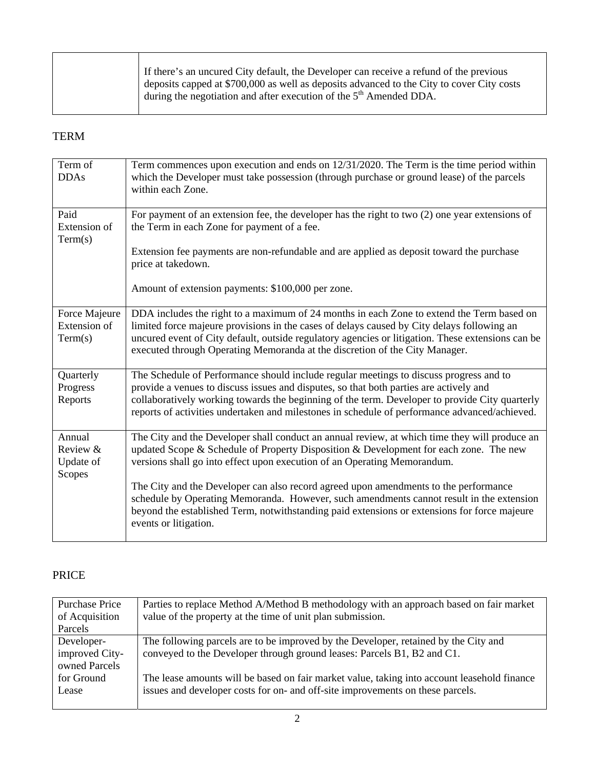| | |
|---|---|
| | If there's an uncured City default, the Developer can receive a refund of the previous deposits capped at $700,000 as well as deposits advanced to the City to cover City costs during the negotiation and after execution of the 5th Amended DDA. |

## TERM

| | |
|---|---|
| Term of DDAs | Term commences upon execution and ends on 12/31/2020. The Term is the time period within which the Developer must take possession (through purchase or ground lease) of the parcels within each Zone. |
| Paid Extension of Term(s) | For payment of an extension fee, the developer has the right to two (2) one year extensions of the Term in each Zone for payment of a fee.<br><br>Extension fee payments are non-refundable and are applied as deposit toward the purchase price at takedown.<br><br>Amount of extension payments: $100,000 per zone. |
| Force Majeure Extension of Term(s) | DDA includes the right to a maximum of 24 months in each Zone to extend the Term based on limited force majeure provisions in the cases of delays caused by City delays following an uncured event of City default, outside regulatory agencies or litigation. These extensions can be executed through Operating Memoranda at the discretion of the City Manager. |
| Quarterly Progress Reports | The Schedule of Performance should include regular meetings to discuss progress and to provide a venues to discuss issues and disputes, so that both parties are actively and collaboratively working towards the beginning of the term. Developer to provide City quarterly reports of activities undertaken and milestones in schedule of performance advanced/achieved. |
| Annual Review & Update of Scopes | The City and the Developer shall conduct an annual review, at which time they will produce an updated Scope & Schedule of Property Disposition & Development for each zone. The new versions shall go into effect upon execution of an Operating Memorandum.<br><br>The City and the Developer can also record agreed upon amendments to the performance schedule by Operating Memoranda. However, such amendments cannot result in the extension beyond the established Term, notwithstanding paid extensions or extensions for force majeure events or litigation. |

## PRICE

| | |
|---|---|
| Purchase Price of Acquisition Parcels | Parties to replace Method A/Method B methodology with an approach based on fair market value of the property at the time of unit plan submission. |
| Developer-improved City-owned Parcels for Ground Lease | The following parcels are to be improved by the Developer, retained by the City and conveyed to the Developer through ground leases: Parcels B1, B2 and C1.<br><br>The lease amounts will be based on fair market value, taking into account leasehold finance issues and developer costs for on- and off-site improvements on these parcels. |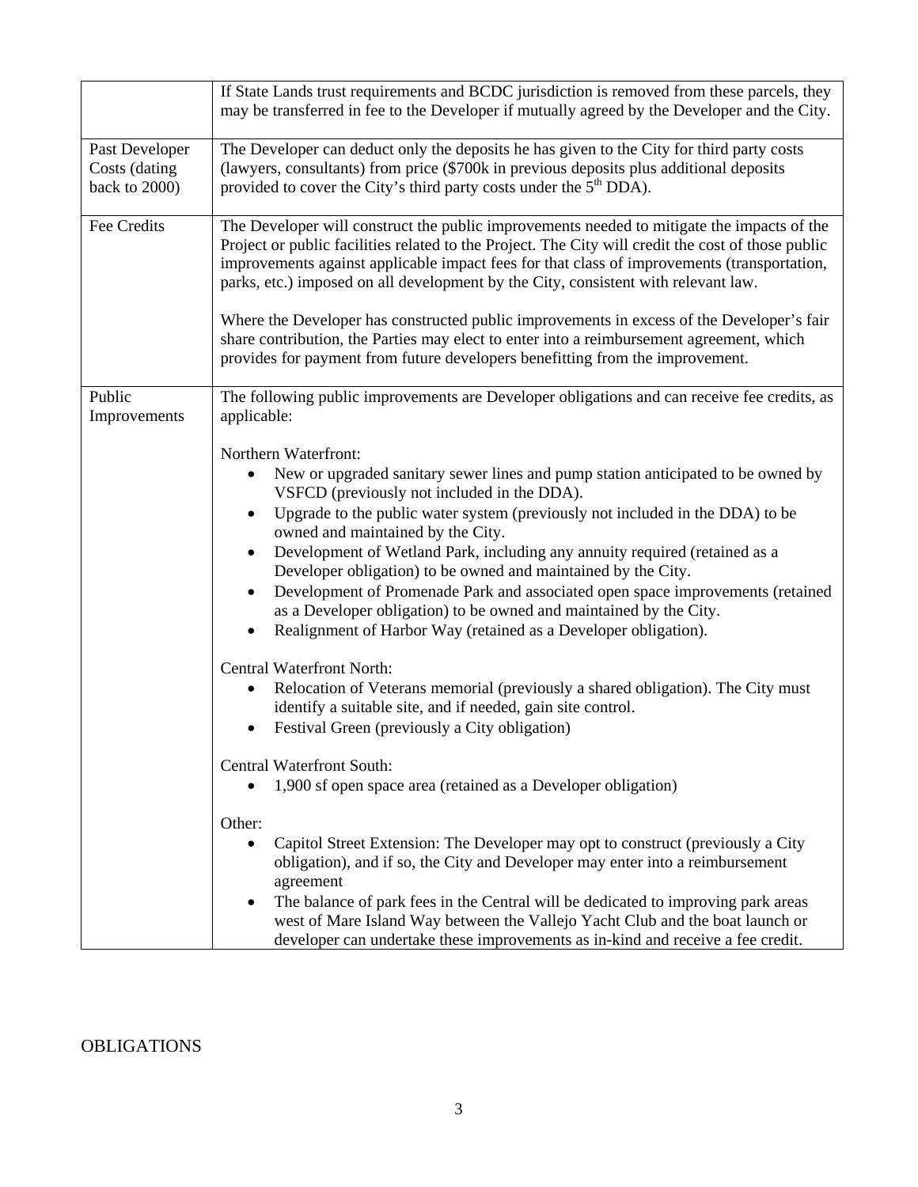| | |
|---|---|
| | If State Lands trust requirements and BCDC jurisdiction is removed from these parcels, they may be transferred in fee to the Developer if mutually agreed by the Developer and the City. |
| Past Developer Costs (dating back to 2000) | The Developer can deduct only the deposits he has given to the City for third party costs (lawyers, consultants) from price ($700k in previous deposits plus additional deposits provided to cover the City's third party costs under the 5th DDA). |
| Fee Credits | The Developer will construct the public improvements needed to mitigate the impacts of the Project or public facilities related to the Project. The City will credit the cost of those public improvements against applicable impact fees for that class of improvements (transportation, parks, etc.) imposed on all development by the City, consistent with relevant law.<br><br>Where the Developer has constructed public improvements in excess of the Developer's fair share contribution, the Parties may elect to enter into a reimbursement agreement, which provides for payment from future developers benefitting from the improvement. |
| Public Improvements | The following public improvements are Developer obligations and can receive fee credits, as applicable:<br><br>Northern Waterfront:<br>• New or upgraded sanitary sewer lines and pump station anticipated to be owned by VSFCD (previously not included in the DDA).<br>• Upgrade to the public water system (previously not included in the DDA) to be owned and maintained by the City.<br>• Development of Wetland Park, including any annuity required (retained as a Developer obligation) to be owned and maintained by the City.<br>• Development of Promenade Park and associated open space improvements (retained as a Developer obligation) to be owned and maintained by the City.<br>• Realignment of Harbor Way (retained as a Developer obligation).<br><br>Central Waterfront North:<br>• Relocation of Veterans memorial (previously a shared obligation). The City must identify a suitable site, and if needed, gain site control.<br>• Festival Green (previously a City obligation)<br><br>Central Waterfront South:<br>• 1,900 sf open space area (retained as a Developer obligation)<br><br>Other:<br>• Capitol Street Extension: The Developer may opt to construct (previously a City obligation), and if so, the City and Developer may enter into a reimbursement agreement<br>• The balance of park fees in the Central will be dedicated to improving park areas west of Mare Island Way between the Vallejo Yacht Club and the boat launch or developer can undertake these improvements as in-kind and receive a fee credit. |

OBLIGATIONS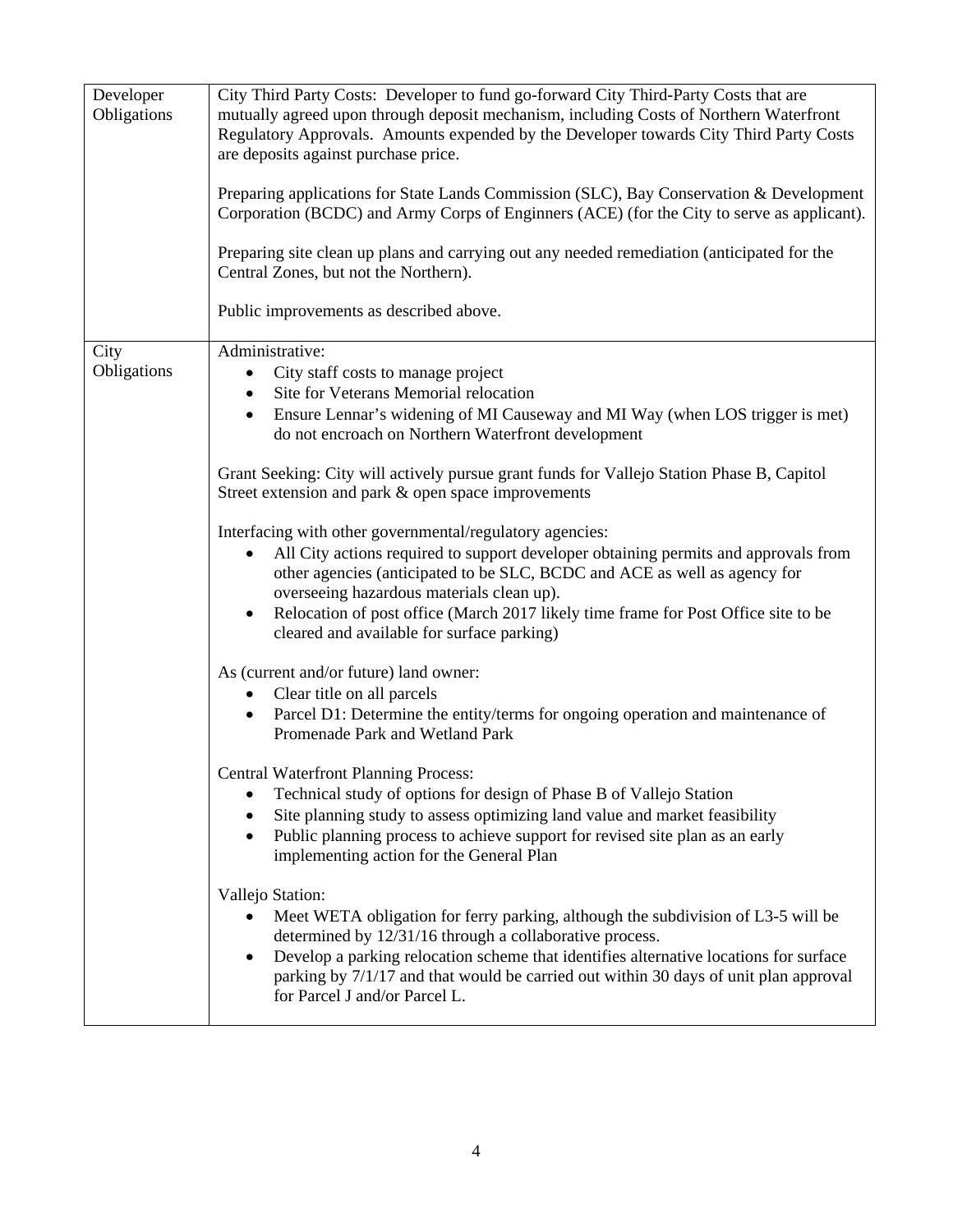| | |
|---|---|
| Developer Obligations | City Third Party Costs: Developer to fund go-forward City Third-Party Costs that are mutually agreed upon through deposit mechanism, including Costs of Northern Waterfront Regulatory Approvals. Amounts expended by the Developer towards City Third Party Costs are deposits against purchase price.<br><br>Preparing applications for State Lands Commission (SLC), Bay Conservation & Development Corporation (BCDC) and Army Corps of Enginners (ACE) (for the City to serve as applicant).<br><br>Preparing site clean up plans and carrying out any needed remediation (anticipated for the Central Zones, but not the Northern).<br><br>Public improvements as described above. |
| City Obligations | Administrative:<br>• City staff costs to manage project<br>• Site for Veterans Memorial relocation<br>• Ensure Lennar's widening of MI Causeway and MI Way (when LOS trigger is met) do not encroach on Northern Waterfront development<br><br>Grant Seeking: City will actively pursue grant funds for Vallejo Station Phase B, Capitol Street extension and park & open space improvements<br><br>Interfacing with other governmental/regulatory agencies:<br>• All City actions required to support developer obtaining permits and approvals from other agencies (anticipated to be SLC, BCDC and ACE as well as agency for overseeing hazardous materials clean up).<br>• Relocation of post office (March 2017 likely time frame for Post Office site to be cleared and available for surface parking)<br><br>As (current and/or future) land owner:<br>• Clear title on all parcels<br>• Parcel D1: Determine the entity/terms for ongoing operation and maintenance of Promenade Park and Wetland Park<br><br>Central Waterfront Planning Process:<br>• Technical study of options for design of Phase B of Vallejo Station<br>• Site planning study to assess optimizing land value and market feasibility<br>• Public planning process to achieve support for revised site plan as an early implementing action for the General Plan<br><br>Vallejo Station:<br>• Meet WETA obligation for ferry parking, although the subdivision of L3-5 will be determined by 12/31/16 through a collaborative process.<br>• Develop a parking relocation scheme that identifies alternative locations for surface parking by 7/1/17 and that would be carried out within 30 days of unit plan approval for Parcel J and/or Parcel L. |